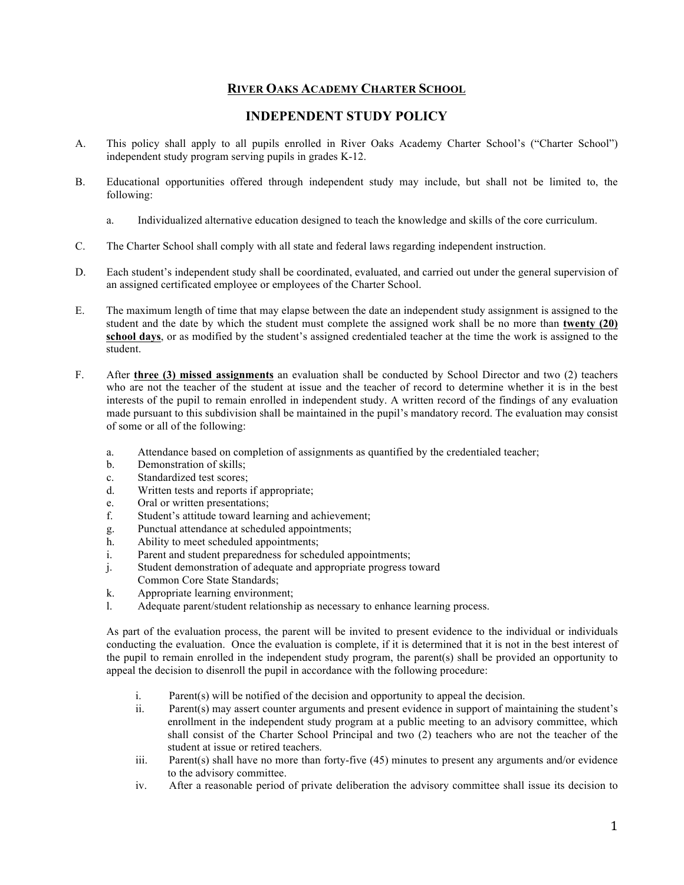# RIVER OAKS ACADEMY CHARTER SCHOOL

## INDEPENDENT STUDY POLICY

A. This policy shall apply to all pupils enrolled in River Oaks Academy Charter School's ("Charter School") independent study program serving pupils in grades K-12.

B. Educational opportunities offered through independent study may include, but shall not be limited to, the following:

   a. Individualized alternative education designed to teach the knowledge and skills of the core curriculum.

C. The Charter School shall comply with all state and federal laws regarding independent instruction.

D. Each student's independent study shall be coordinated, evaluated, and carried out under the general supervision of an assigned certificated employee or employees of the Charter School.

E. The maximum length of time that may elapse between the date an independent study assignment is assigned to the student and the date by which the student must complete the assigned work shall be no more than **twenty (20) school days**, or as modified by the student's assigned credentialed teacher at the time the work is assigned to the student.

F. After **three (3) missed assignments** an evaluation shall be conducted by School Director and two (2) teachers who are not the teacher of the student at issue and the teacher of record to determine whether it is in the best interests of the pupil to remain enrolled in independent study. A written record of the findings of any evaluation made pursuant to this subdivision shall be maintained in the pupil's mandatory record. The evaluation may consist of some or all of the following:

   a. Attendance based on completion of assignments as quantified by the credentialed teacher;
   b. Demonstration of skills;
   c. Standardized test scores;
   d. Written tests and reports if appropriate;
   e. Oral or written presentations;
   f. Student's attitude toward learning and achievement;
   g. Punctual attendance at scheduled appointments;
   h. Ability to meet scheduled appointments;
   i. Parent and student preparedness for scheduled appointments;
   j. Student demonstration of adequate and appropriate progress toward Common Core State Standards;
   k. Appropriate learning environment;
   l. Adequate parent/student relationship as necessary to enhance learning process.

   As part of the evaluation process, the parent will be invited to present evidence to the individual or individuals conducting the evaluation. Once the evaluation is complete, if it is determined that it is not in the best interest of the pupil to remain enrolled in the independent study program, the parent(s) shall be provided an opportunity to appeal the decision to disenroll the pupil in accordance with the following procedure:

   i. Parent(s) will be notified of the decision and opportunity to appeal the decision.
   ii. Parent(s) may assert counter arguments and present evidence in support of maintaining the student's enrollment in the independent study program at a public meeting to an advisory committee, which shall consist of the Charter School Principal and two (2) teachers who are not the teacher of the student at issue or retired teachers.
   iii. Parent(s) shall have no more than forty-five (45) minutes to present any arguments and/or evidence to the advisory committee.
   iv. After a reasonable period of private deliberation the advisory committee shall issue its decision to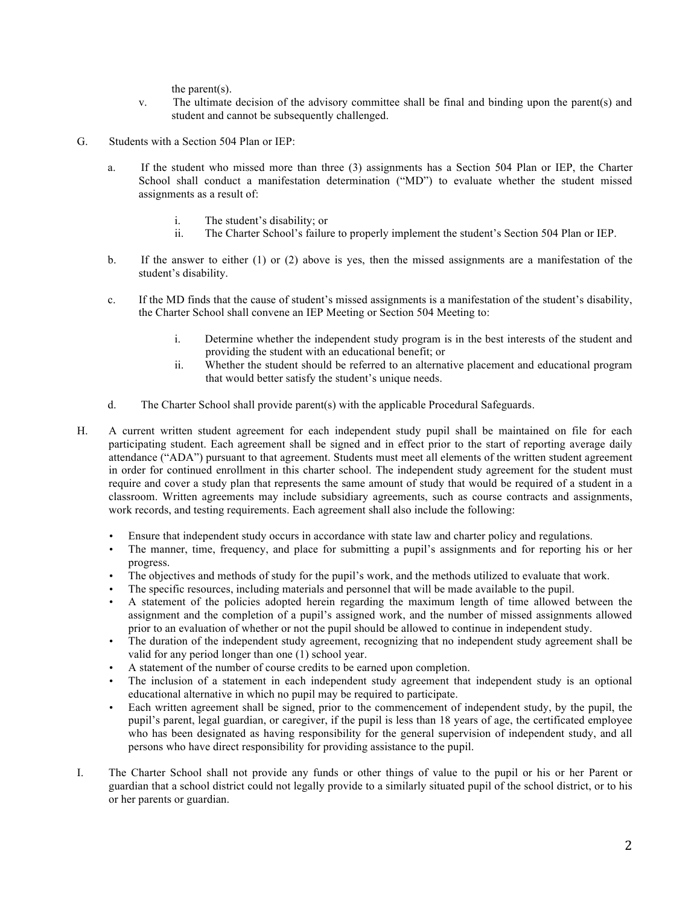the parent(s).

v. The ultimate decision of the advisory committee shall be final and binding upon the parent(s) and student and cannot be subsequently challenged.

G. Students with a Section 504 Plan or IEP:

a. If the student who missed more than three (3) assignments has a Section 504 Plan or IEP, the Charter School shall conduct a manifestation determination ("MD") to evaluate whether the student missed assignments as a result of:

i. The student's disability; or
ii. The Charter School's failure to properly implement the student's Section 504 Plan or IEP.

b. If the answer to either (1) or (2) above is yes, then the missed assignments are a manifestation of the student's disability.

c. If the MD finds that the cause of student's missed assignments is a manifestation of the student's disability, the Charter School shall convene an IEP Meeting or Section 504 Meeting to:

i. Determine whether the independent study program is in the best interests of the student and providing the student with an educational benefit; or
ii. Whether the student should be referred to an alternative placement and educational program that would better satisfy the student's unique needs.

d. The Charter School shall provide parent(s) with the applicable Procedural Safeguards.

H. A current written student agreement for each independent study pupil shall be maintained on file for each participating student. Each agreement shall be signed and in effect prior to the start of reporting average daily attendance ("ADA") pursuant to that agreement. Students must meet all elements of the written student agreement in order for continued enrollment in this charter school. The independent study agreement for the student must require and cover a study plan that represents the same amount of study that would be required of a student in a classroom. Written agreements may include subsidiary agreements, such as course contracts and assignments, work records, and testing requirements. Each agreement shall also include the following:

- Ensure that independent study occurs in accordance with state law and charter policy and regulations.
- The manner, time, frequency, and place for submitting a pupil's assignments and for reporting his or her progress.
- The objectives and methods of study for the pupil's work, and the methods utilized to evaluate that work.
- The specific resources, including materials and personnel that will be made available to the pupil.
- A statement of the policies adopted herein regarding the maximum length of time allowed between the assignment and the completion of a pupil's assigned work, and the number of missed assignments allowed prior to an evaluation of whether or not the pupil should be allowed to continue in independent study.
- The duration of the independent study agreement, recognizing that no independent study agreement shall be valid for any period longer than one (1) school year.
- A statement of the number of course credits to be earned upon completion.
- The inclusion of a statement in each independent study agreement that independent study is an optional educational alternative in which no pupil may be required to participate.
- Each written agreement shall be signed, prior to the commencement of independent study, by the pupil, the pupil's parent, legal guardian, or caregiver, if the pupil is less than 18 years of age, the certificated employee who has been designated as having responsibility for the general supervision of independent study, and all persons who have direct responsibility for providing assistance to the pupil.

I. The Charter School shall not provide any funds or other things of value to the pupil or his or her Parent or guardian that a school district could not legally provide to a similarly situated pupil of the school district, or to his or her parents or guardian.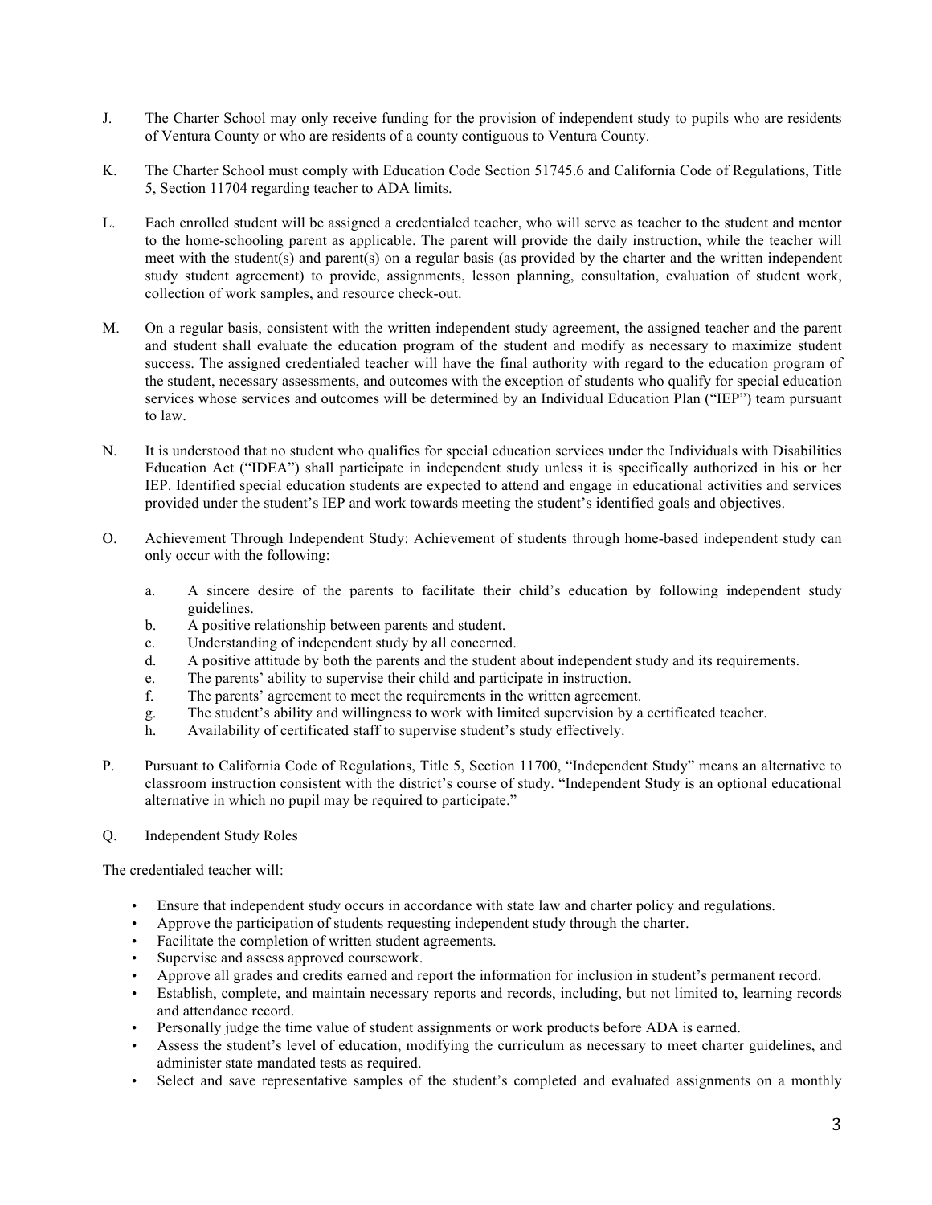J. The Charter School may only receive funding for the provision of independent study to pupils who are residents of Ventura County or who are residents of a county contiguous to Ventura County.

K. The Charter School must comply with Education Code Section 51745.6 and California Code of Regulations, Title 5, Section 11704 regarding teacher to ADA limits.

L. Each enrolled student will be assigned a credentialed teacher, who will serve as teacher to the student and mentor to the home-schooling parent as applicable. The parent will provide the daily instruction, while the teacher will meet with the student(s) and parent(s) on a regular basis (as provided by the charter and the written independent study student agreement) to provide, assignments, lesson planning, consultation, evaluation of student work, collection of work samples, and resource check-out.

M. On a regular basis, consistent with the written independent study agreement, the assigned teacher and the parent and student shall evaluate the education program of the student and modify as necessary to maximize student success. The assigned credentialed teacher will have the final authority with regard to the education program of the student, necessary assessments, and outcomes with the exception of students who qualify for special education services whose services and outcomes will be determined by an Individual Education Plan ("IEP") team pursuant to law.

N. It is understood that no student who qualifies for special education services under the Individuals with Disabilities Education Act ("IDEA") shall participate in independent study unless it is specifically authorized in his or her IEP. Identified special education students are expected to attend and engage in educational activities and services provided under the student's IEP and work towards meeting the student's identified goals and objectives.

O. Achievement Through Independent Study: Achievement of students through home-based independent study can only occur with the following:

   a. A sincere desire of the parents to facilitate their child's education by following independent study guidelines.
   b. A positive relationship between parents and student.
   c. Understanding of independent study by all concerned.
   d. A positive attitude by both the parents and the student about independent study and its requirements.
   e. The parents' ability to supervise their child and participate in instruction.
   f. The parents' agreement to meet the requirements in the written agreement.
   g. The student's ability and willingness to work with limited supervision by a certificated teacher.
   h. Availability of certificated staff to supervise student's study effectively.

P. Pursuant to California Code of Regulations, Title 5, Section 11700, "Independent Study" means an alternative to classroom instruction consistent with the district's course of study. "Independent Study is an optional educational alternative in which no pupil may be required to participate."

Q. Independent Study Roles

The credentialed teacher will:

- Ensure that independent study occurs in accordance with state law and charter policy and regulations.
- Approve the participation of students requesting independent study through the charter.
- Facilitate the completion of written student agreements.
- Supervise and assess approved coursework.
- Approve all grades and credits earned and report the information for inclusion in student's permanent record.
- Establish, complete, and maintain necessary reports and records, including, but not limited to, learning records and attendance record.
- Personally judge the time value of student assignments or work products before ADA is earned.
- Assess the student's level of education, modifying the curriculum as necessary to meet charter guidelines, and administer state mandated tests as required.
- Select and save representative samples of the student's completed and evaluated assignments on a monthly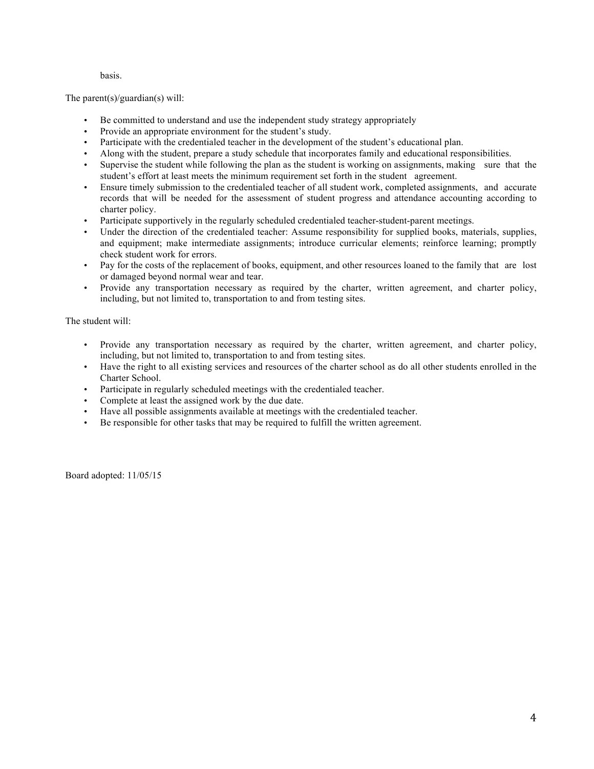basis.

The parent(s)/guardian(s) will:

- Be committed to understand and use the independent study strategy appropriately
- Provide an appropriate environment for the student's study.
- Participate with the credentialed teacher in the development of the student's educational plan.
- Along with the student, prepare a study schedule that incorporates family and educational responsibilities.
- Supervise the student while following the plan as the student is working on assignments, making sure that the student's effort at least meets the minimum requirement set forth in the student agreement.
- Ensure timely submission to the credentialed teacher of all student work, completed assignments, and accurate records that will be needed for the assessment of student progress and attendance accounting according to charter policy.
- Participate supportively in the regularly scheduled credentialed teacher-student-parent meetings.
- Under the direction of the credentialed teacher: Assume responsibility for supplied books, materials, supplies, and equipment; make intermediate assignments; introduce curricular elements; reinforce learning; promptly check student work for errors.
- Pay for the costs of the replacement of books, equipment, and other resources loaned to the family that are lost or damaged beyond normal wear and tear.
- Provide any transportation necessary as required by the charter, written agreement, and charter policy, including, but not limited to, transportation to and from testing sites.

The student will:

- Provide any transportation necessary as required by the charter, written agreement, and charter policy, including, but not limited to, transportation to and from testing sites.
- Have the right to all existing services and resources of the charter school as do all other students enrolled in the Charter School.
- Participate in regularly scheduled meetings with the credentialed teacher.
- Complete at least the assigned work by the due date.
- Have all possible assignments available at meetings with the credentialed teacher.
- Be responsible for other tasks that may be required to fulfill the written agreement.

Board adopted: 11/05/15